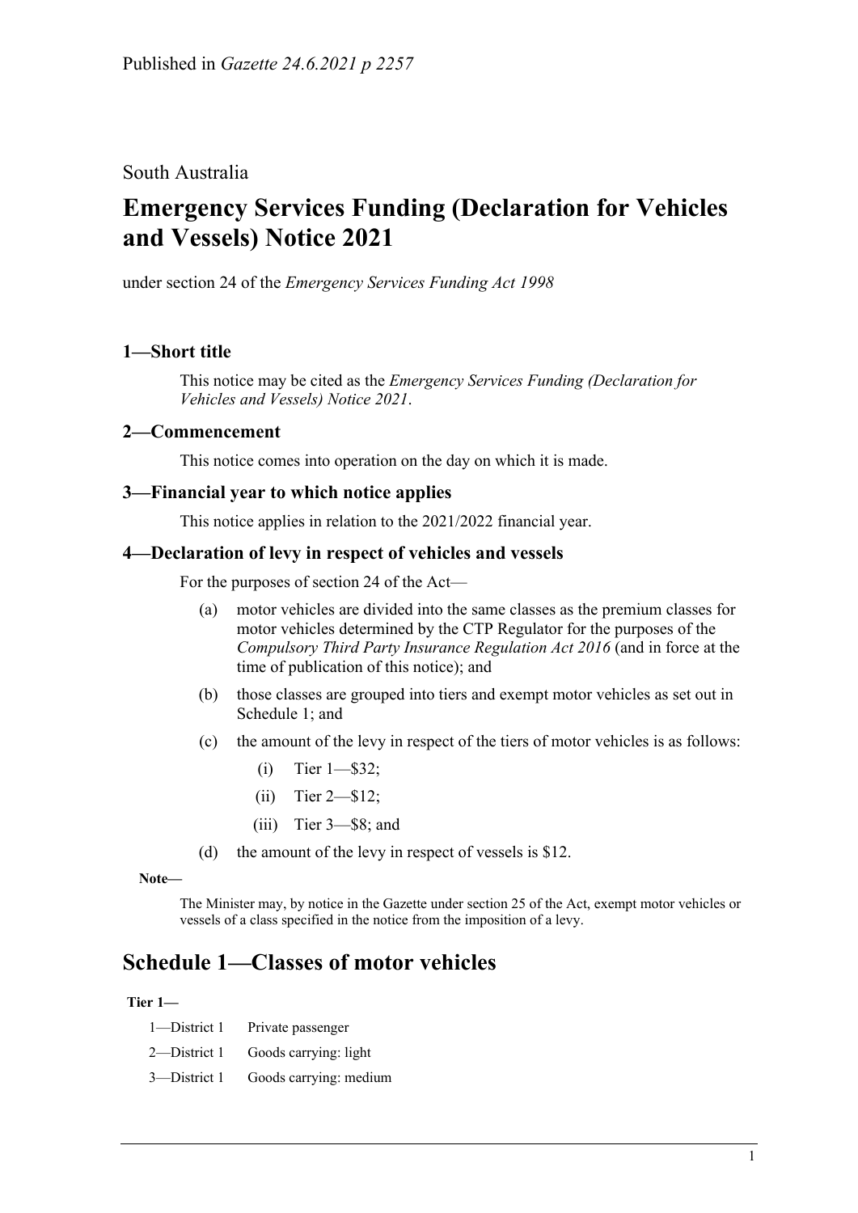Published in *Gazette 24.6.2021 p 2257*

South Australia

# Emergency Services Funding (Declaration for Vehicles and Vessels) Notice 2021

under section 24 of the *Emergency Services Funding Act 1998*

## 1—Short title

This notice may be cited as the *Emergency Services Funding (Declaration for Vehicles and Vessels) Notice 2021*.

## 2—Commencement

This notice comes into operation on the day on which it is made.

## 3—Financial year to which notice applies

This notice applies in relation to the 2021/2022 financial year.

## 4—Declaration of levy in respect of vehicles and vessels

For the purposes of section 24 of the Act—

(a) motor vehicles are divided into the same classes as the premium classes for motor vehicles determined by the CTP Regulator for the purposes of the *Compulsory Third Party Insurance Regulation Act 2016* (and in force at the time of publication of this notice); and

(b) those classes are grouped into tiers and exempt motor vehicles as set out in Schedule 1; and

(c) the amount of the levy in respect of the tiers of motor vehicles is as follows:

(i) Tier 1—$32;

(ii) Tier 2—$12;

(iii) Tier 3—$8; and

(d) the amount of the levy in respect of vessels is $12.

**Note—**

The Minister may, by notice in the Gazette under section 25 of the Act, exempt motor vehicles or vessels of a class specified in the notice from the imposition of a levy.

# Schedule 1—Classes of motor vehicles

**Tier 1—**

1—District 1 Private passenger

2—District 1 Goods carrying: light

3—District 1 Goods carrying: medium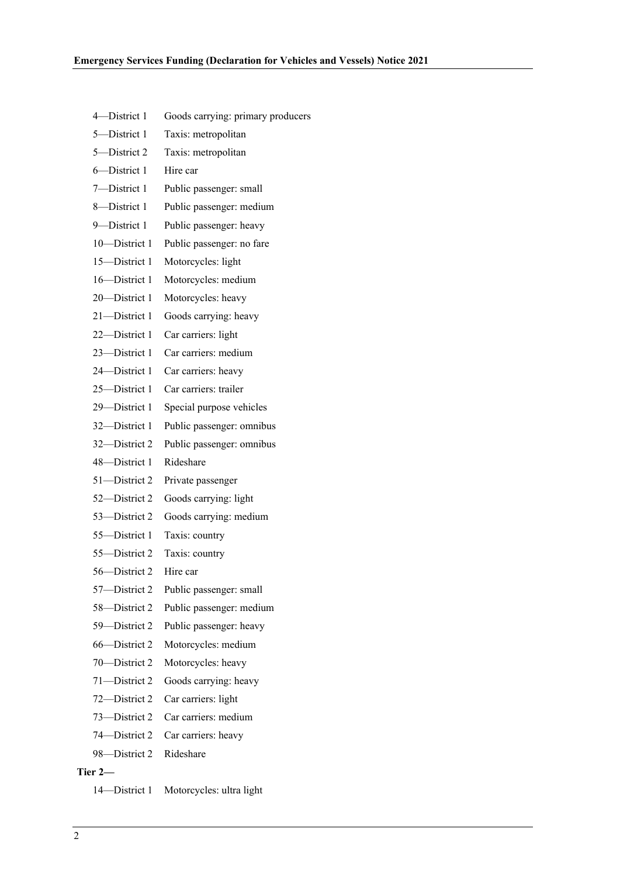4—District 1 Goods carrying: primary producers

5—District 1 Taxis: metropolitan

5—District 2 Taxis: metropolitan

6—District 1 Hire car

7—District 1 Public passenger: small

8—District 1 Public passenger: medium

9—District 1 Public passenger: heavy

10—District 1 Public passenger: no fare

15—District 1 Motorcycles: light

16—District 1 Motorcycles: medium

20—District 1 Motorcycles: heavy

21—District 1 Goods carrying: heavy

22—District 1 Car carriers: light

23—District 1 Car carriers: medium

24—District 1 Car carriers: heavy

25—District 1 Car carriers: trailer

29—District 1 Special purpose vehicles

32—District 1 Public passenger: omnibus

32—District 2 Public passenger: omnibus

48—District 1 Rideshare

51—District 2 Private passenger

52—District 2 Goods carrying: light

53—District 2 Goods carrying: medium

55—District 1 Taxis: country

55—District 2 Taxis: country

56—District 2 Hire car

57—District 2 Public passenger: small

58—District 2 Public passenger: medium

59—District 2 Public passenger: heavy

66—District 2 Motorcycles: medium

70—District 2 Motorcycles: heavy

71—District 2 Goods carrying: heavy

72—District 2 Car carriers: light

73—District 2 Car carriers: medium

74—District 2 Car carriers: heavy

98—District 2 Rideshare

**Tier 2—**

14—District 1 Motorcycles: ultra light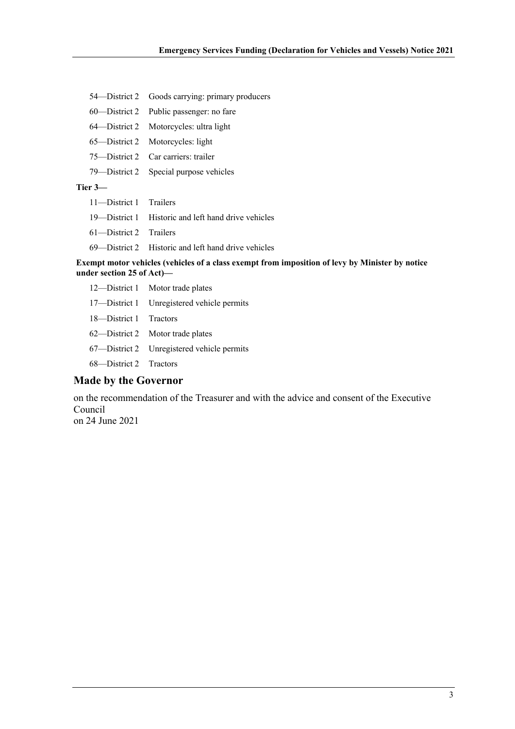54—District 2 Goods carrying: primary producers

60—District 2 Public passenger: no fare

64—District 2 Motorcycles: ultra light

65—District 2 Motorcycles: light

75—District 2 Car carriers: trailer

79—District 2 Special purpose vehicles

**Tier 3—**

11—District 1 Trailers

19—District 1 Historic and left hand drive vehicles

61—District 2 Trailers

69—District 2 Historic and left hand drive vehicles

**Exempt motor vehicles (vehicles of a class exempt from imposition of levy by Minister by notice under section 25 of Act)—**

12—District 1 Motor trade plates

17—District 1 Unregistered vehicle permits

18—District 1 Tractors

62—District 2 Motor trade plates

67—District 2 Unregistered vehicle permits

68—District 2 Tractors

## Made by the Governor

on the recommendation of the Treasurer and with the advice and consent of the Executive Council
on 24 June 2021